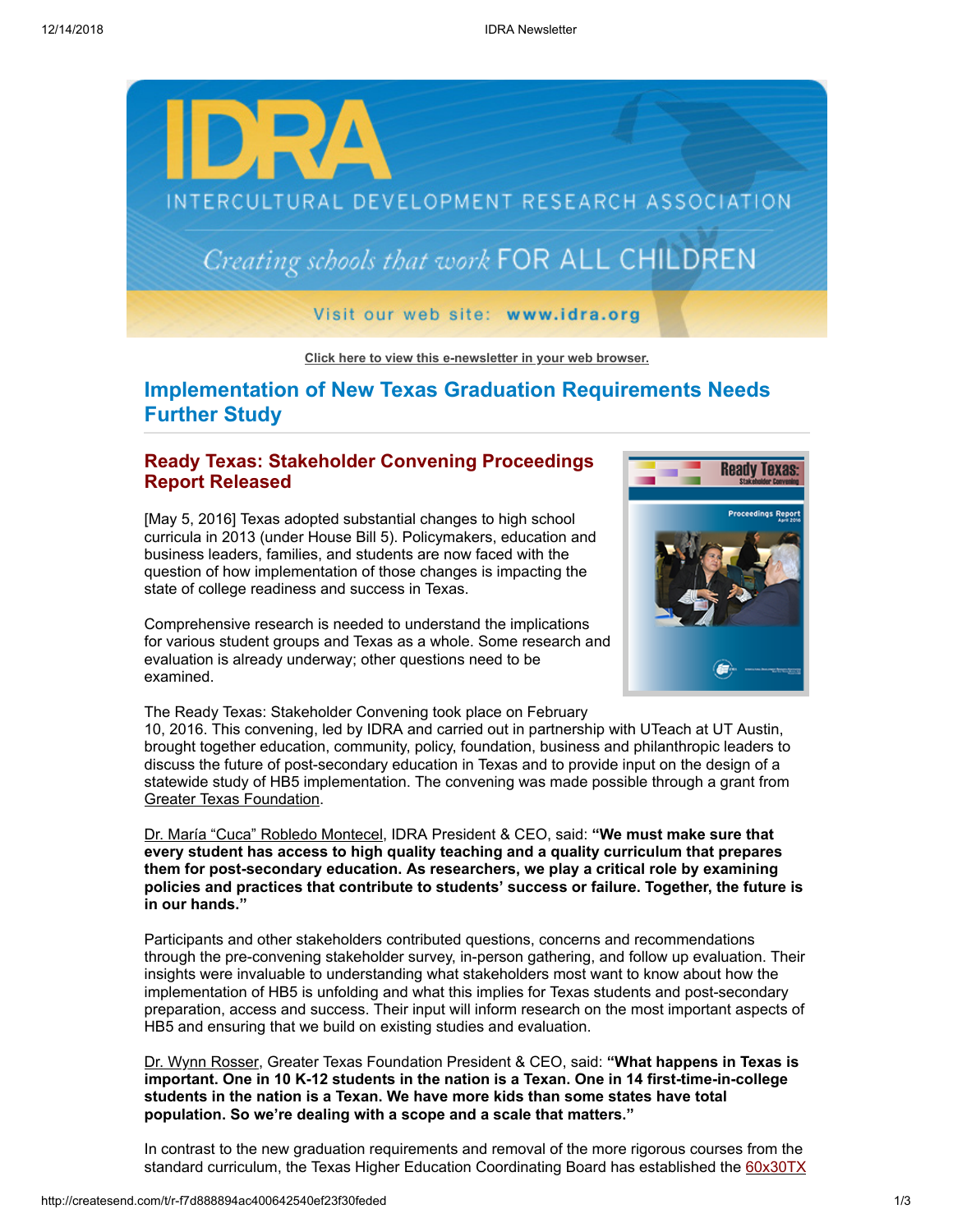Click here to view this e-newsletter in your web browser.

# Implementation of New Texas Graduation Requirements Needs Further Study

## Ready Texas: Stakeholder Convening Proceedings Report Released

[May 5, 2016] Texas adopted substantial changes to high school curricula in 2013 (under House Bill 5). Policymakers, education and business leaders, families, and students are now faced with the question of how implementation of those changes is impacting the state of college readiness and success in Texas.

Comprehensive research is needed to understand the implications for various student groups and Texas as a whole. Some research and evaluation is already underway; other questions need to be examined.

The Ready Texas: Stakeholder Convening took place on February 10, 2016. This convening, led by IDRA and carried out in partnership with UTeach at UT Austin, brought together education, community, policy, foundation, business and philanthropic leaders to discuss the future of post-secondary education in Texas and to provide input on the design of a statewide study of HB5 implementation. The convening was made possible through a grant from Greater Texas Foundation.

Dr. María "Cuca" Robledo Montecel, IDRA President & CEO, said: **"We must make sure that every student has access to high quality teaching and a quality curriculum that prepares them for post-secondary education. As researchers, we play a critical role by examining policies and practices that contribute to students' success or failure. Together, the future is in our hands."**

Participants and other stakeholders contributed questions, concerns and recommendations through the pre-convening stakeholder survey, in-person gathering, and follow up evaluation. Their insights were invaluable to understanding what stakeholders most want to know about how the implementation of HB5 is unfolding and what this implies for Texas students and post-secondary preparation, access and success. Their input will inform research on the most important aspects of HB5 and ensuring that we build on existing studies and evaluation.

Dr. Wynn Rosser, Greater Texas Foundation President & CEO, said: **"What happens in Texas is important. One in 10 K-12 students in the nation is a Texan. One in 14 first-time-in-college students in the nation is a Texan. We have more kids than some states have total population. So we're dealing with a scope and a scale that matters."**

In contrast to the new graduation requirements and removal of the more rigorous courses from the standard curriculum, the Texas Higher Education Coordinating Board has established the 60x30TX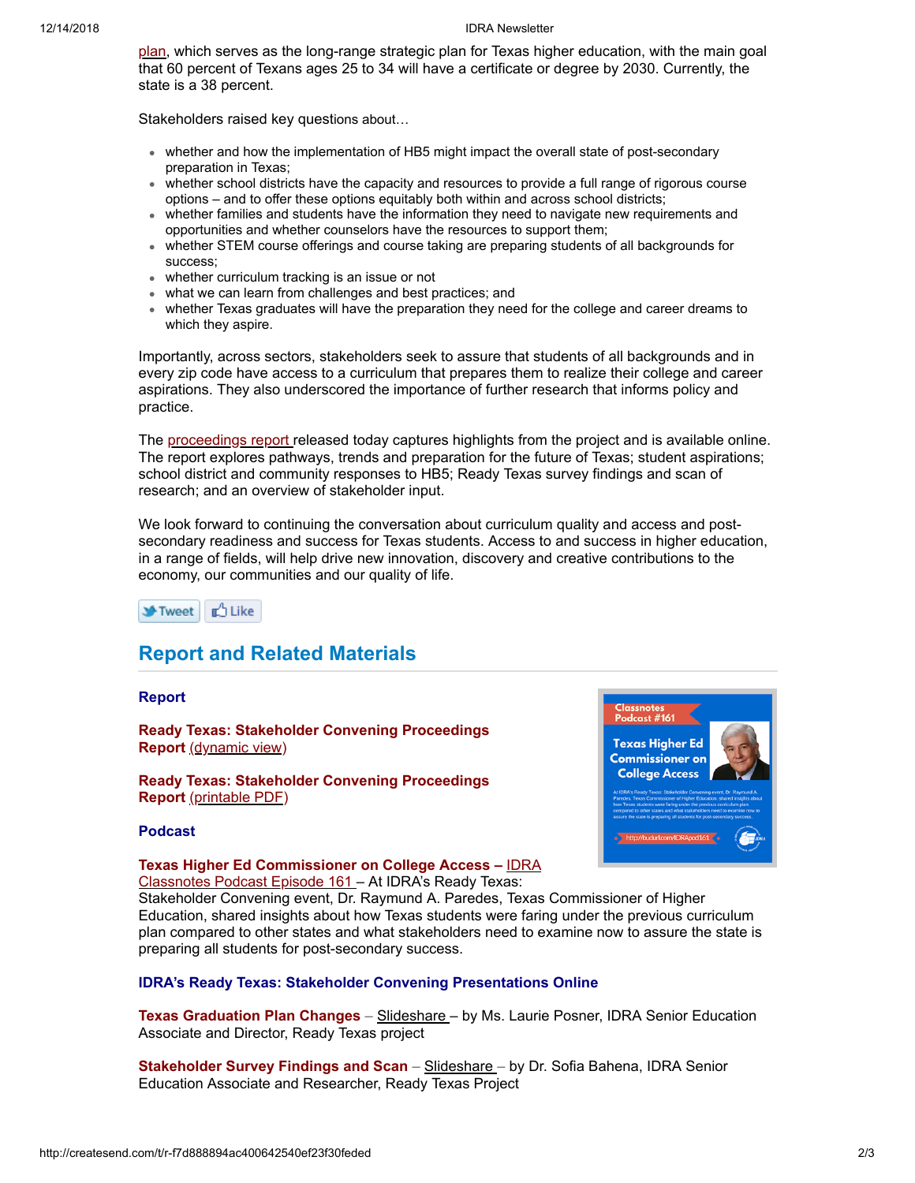plan, which serves as the long-range strategic plan for Texas higher education, with the main goal that 60 percent of Texans ages 25 to 34 will have a certificate or degree by 2030. Currently, the state is a 38 percent.

Stakeholders raised key questions about…

- whether and how the implementation of HB5 might impact the overall state of post-secondary preparation in Texas;
- whether school districts have the capacity and resources to provide a full range of rigorous course options – and to offer these options equitably both within and across school districts;
- whether families and students have the information they need to navigate new requirements and opportunities and whether counselors have the resources to support them;
- whether STEM course offerings and course taking are preparing students of all backgrounds for success;
- whether curriculum tracking is an issue or not
- what we can learn from challenges and best practices; and
- whether Texas graduates will have the preparation they need for the college and career dreams to which they aspire.

Importantly, across sectors, stakeholders seek to assure that students of all backgrounds and in every zip code have access to a curriculum that prepares them to realize their college and career aspirations. They also underscored the importance of further research that informs policy and practice.

The proceedings report released today captures highlights from the project and is available online. The report explores pathways, trends and preparation for the future of Texas; student aspirations; school district and community responses to HB5; Ready Texas survey findings and scan of research; and an overview of stakeholder input.

We look forward to continuing the conversation about curriculum quality and access and post-secondary readiness and success for Texas students. Access to and success in higher education, in a range of fields, will help drive new innovation, discovery and creative contributions to the economy, our communities and our quality of life.

Tweet Like

## Report and Related Materials

### Report

**Ready Texas: Stakeholder Convening Proceedings Report** (dynamic view)

**Ready Texas: Stakeholder Convening Proceedings Report** (printable PDF)

### Podcast

**Texas Higher Ed Commissioner on College Access –** IDRA Classnotes Podcast Episode 161 – At IDRA's Ready Texas: Stakeholder Convening event, Dr. Raymund A. Paredes, Texas Commissioner of Higher Education, shared insights about how Texas students were faring under the previous curriculum plan compared to other states and what stakeholders need to examine now to assure the state is preparing all students for post-secondary success.

### IDRA's Ready Texas: Stakeholder Convening Presentations Online

**Texas Graduation Plan Changes** – Slideshare – by Ms. Laurie Posner, IDRA Senior Education Associate and Director, Ready Texas project

**Stakeholder Survey Findings and Scan** – Slideshare – by Dr. Sofia Bahena, IDRA Senior Education Associate and Researcher, Ready Texas Project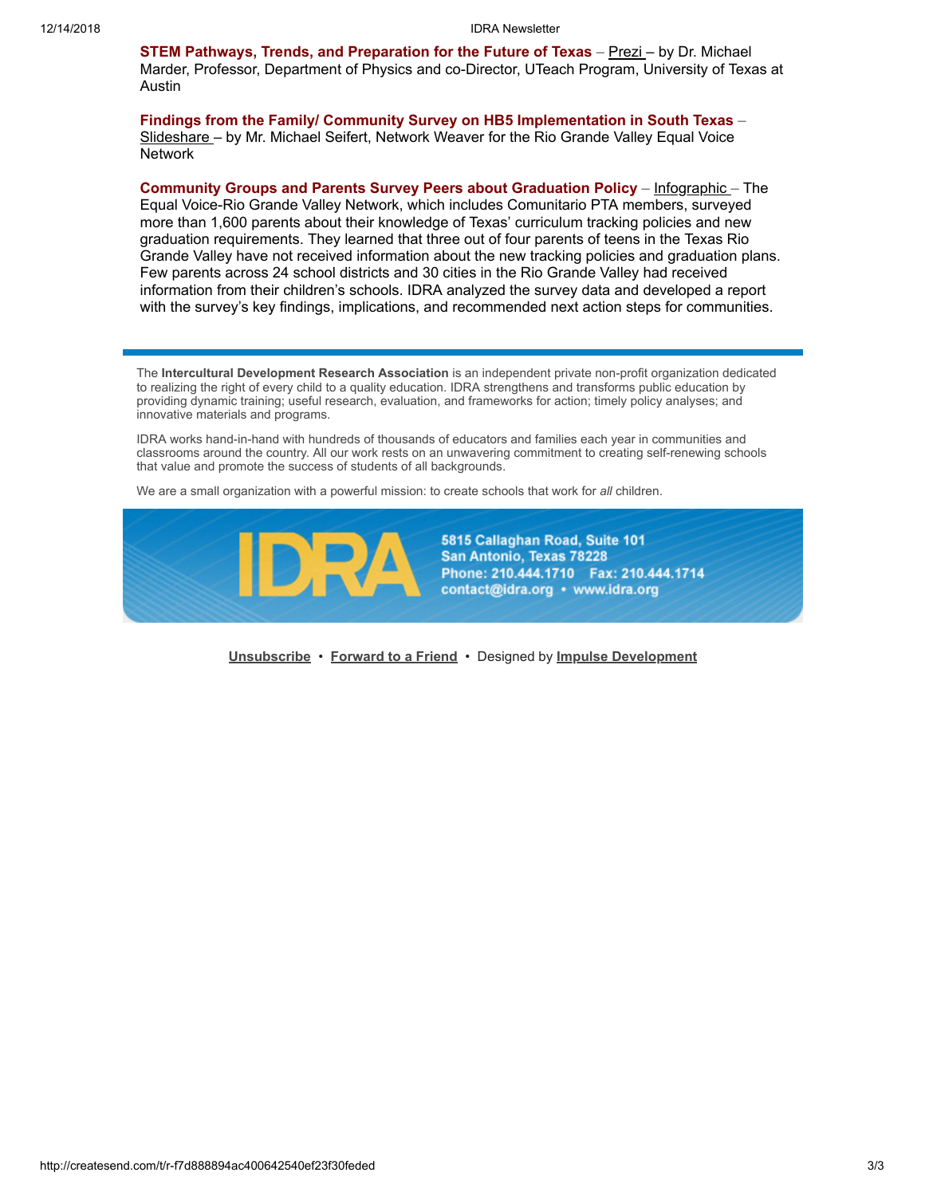**STEM Pathways, Trends, and Preparation for the Future of Texas** – Prezi – by Dr. Michael Marder, Professor, Department of Physics and co-Director, UTeach Program, University of Texas at Austin

**Findings from the Family/ Community Survey on HB5 Implementation in South Texas** – Slideshare – by Mr. Michael Seifert, Network Weaver for the Rio Grande Valley Equal Voice Network

**Community Groups and Parents Survey Peers about Graduation Policy** – Infographic – The Equal Voice-Rio Grande Valley Network, which includes Comunitario PTA members, surveyed more than 1,600 parents about their knowledge of Texas' curriculum tracking policies and new graduation requirements. They learned that three out of four parents of teens in the Texas Rio Grande Valley have not received information about the new tracking policies and graduation plans. Few parents across 24 school districts and 30 cities in the Rio Grande Valley had received information from their children's schools. IDRA analyzed the survey data and developed a report with the survey's key findings, implications, and recommended next action steps for communities.

---

The **Intercultural Development Research Association** is an independent private non-profit organization dedicated to realizing the right of every child to a quality education. IDRA strengthens and transforms public education by providing dynamic training; useful research, evaluation, and frameworks for action; timely policy analyses; and innovative materials and programs.

IDRA works hand-in-hand with hundreds of thousands of educators and families each year in communities and classrooms around the country. All our work rests on an unwavering commitment to creating self-renewing schools that value and promote the success of students of all backgrounds.

We are a small organization with a powerful mission: to create schools that work for *all* children.

IDRA

5815 Callaghan Road, Suite 101
San Antonio, Texas 78228
Phone: 210.444.1710 Fax: 210.444.1714
contact@idra.org • www.idra.org

Unsubscribe • Forward to a Friend • Designed by Impulse Development